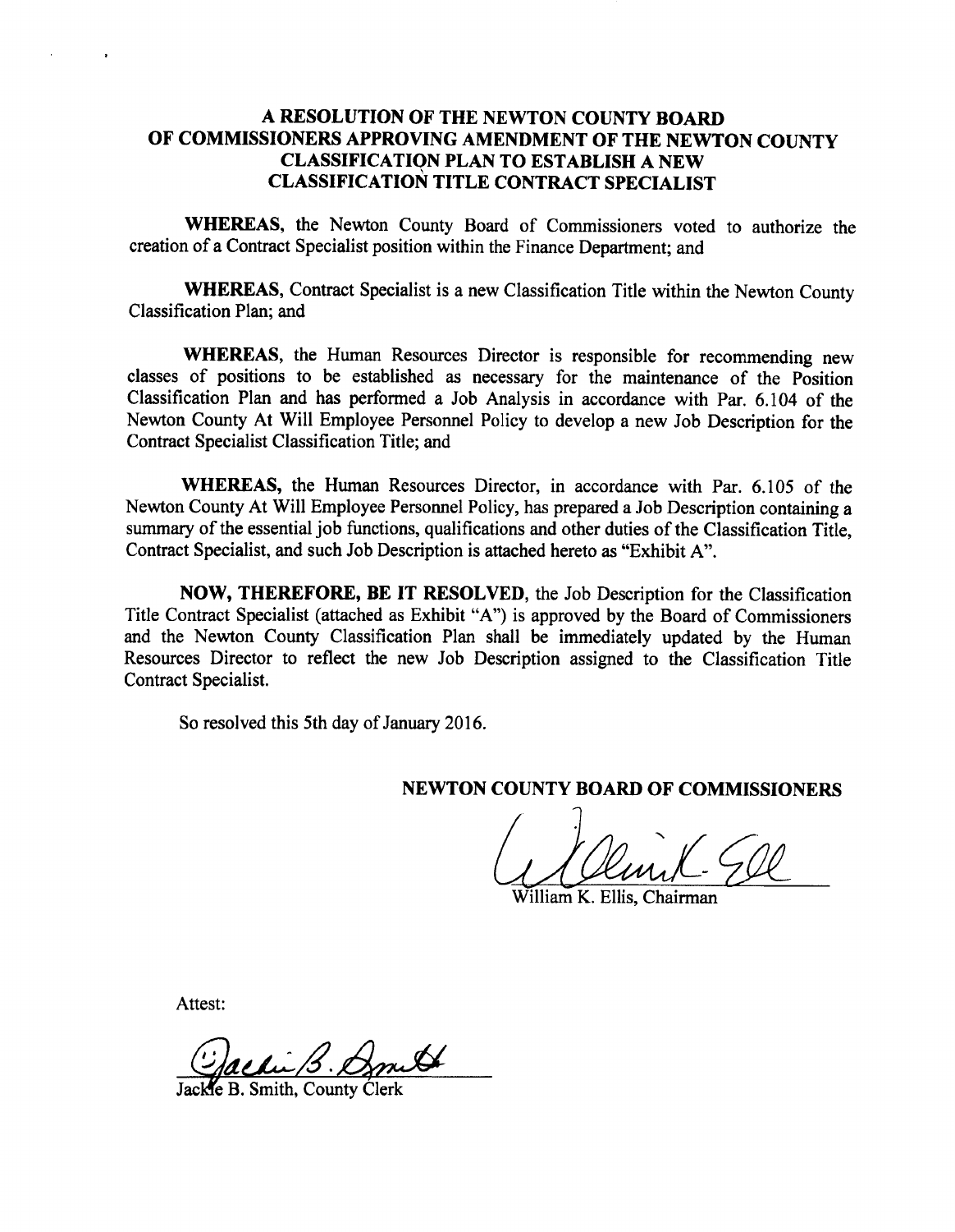# A RESOLUTION OF THE NEWTON COUNTY BOARD OF COMMISSIONERS APPROVING AMENDMENT OF THE NEWTON COUNTY CLASSIFICATION PLAN TO ESTABLISH A NEW CLASSIFICATION TITLE CONTRACT SPECIALIST

**WHEREAS**, the Newton County Board of Commissioners voted to authorize the creation of a Contract Specialist position within the Finance Department; and

**WHEREAS**, Contract Specialist is a new Classification Title within the Newton County Classification Plan; and

**WHEREAS**, the Human Resources Director is responsible for recommending new classes of positions to be established as necessary for the maintenance of the Position Classification Plan and has performed a Job Analysis in accordance with Par. 6.104 of the Newton County At Will Employee Personnel Policy to develop a new Job Description for the Contract Specialist Classification Title; and

**WHEREAS,** the Human Resources Director, in accordance with Par. 6.105 of the Newton County At Will Employee Personnel Policy, has prepared a Job Description containing a summary of the essential job functions, qualifications and other duties of the Classification Title, Contract Specialist, and such Job Description is attached hereto as "Exhibit A".

**NOW, THEREFORE, BE IT RESOLVED**, the Job Description for the Classification Title Contract Specialist (attached as Exhibit "A") is approved by the Board of Commissioners and the Newton County Classification Plan shall be immediately updated by the Human Resources Director to reflect the new Job Description assigned to the Classification Title Contract Specialist.

So resolved this 5th day of January 2016.

**NEWTON COUNTY BOARD OF COMMISSIONERS**

William K. Ellis, Chairman

Attest:

Jackie B. Smith, County Clerk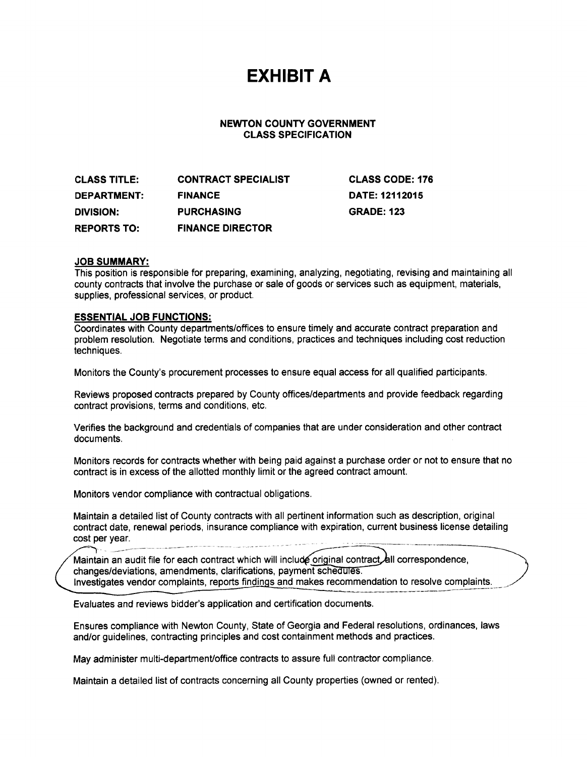# EXHIBIT A

**NEWTON COUNTY GOVERNMENT**
**CLASS SPECIFICATION**

| | | |
|---|---|---|
| **CLASS TITLE:** | **CONTRACT SPECIALIST** | **CLASS CODE: 176** |
| **DEPARTMENT:** | **FINANCE** | **DATE: 12112015** |
| **DIVISION:** | **PURCHASING** | **GRADE: 123** |
| **REPORTS TO:** | **FINANCE DIRECTOR** | |

**JOB SUMMARY:**

This position is responsible for preparing, examining, analyzing, negotiating, revising and maintaining all county contracts that involve the purchase or sale of goods or services such as equipment, materials, supplies, professional services, or product.

**ESSENTIAL JOB FUNCTIONS:**

Coordinates with County departments/offices to ensure timely and accurate contract preparation and problem resolution. Negotiate terms and conditions, practices and techniques including cost reduction techniques.

Monitors the County's procurement processes to ensure equal access for all qualified participants.

Reviews proposed contracts prepared by County offices/departments and provide feedback regarding contract provisions, terms and conditions, etc.

Verifies the background and credentials of companies that are under consideration and other contract documents.

Monitors records for contracts whether with being paid against a purchase order or not to ensure that no contract is in excess of the allotted monthly limit or the agreed contract amount.

Monitors vendor compliance with contractual obligations.

Maintain a detailed list of County contracts with all pertinent information such as description, original contract date, renewal periods, insurance compliance with expiration, current business license detailing cost per year.

Maintain an audit file for each contract which will include original contract, all correspondence, changes/deviations, amendments, clarifications, payment schedules.
Investigates vendor complaints, reports findings and makes recommendation to resolve complaints.

Evaluates and reviews bidder's application and certification documents.

Ensures compliance with Newton County, State of Georgia and Federal resolutions, ordinances, laws and/or guidelines, contracting principles and cost containment methods and practices.

May administer multi-department/office contracts to assure full contractor compliance.

Maintain a detailed list of contracts concerning all County properties (owned or rented).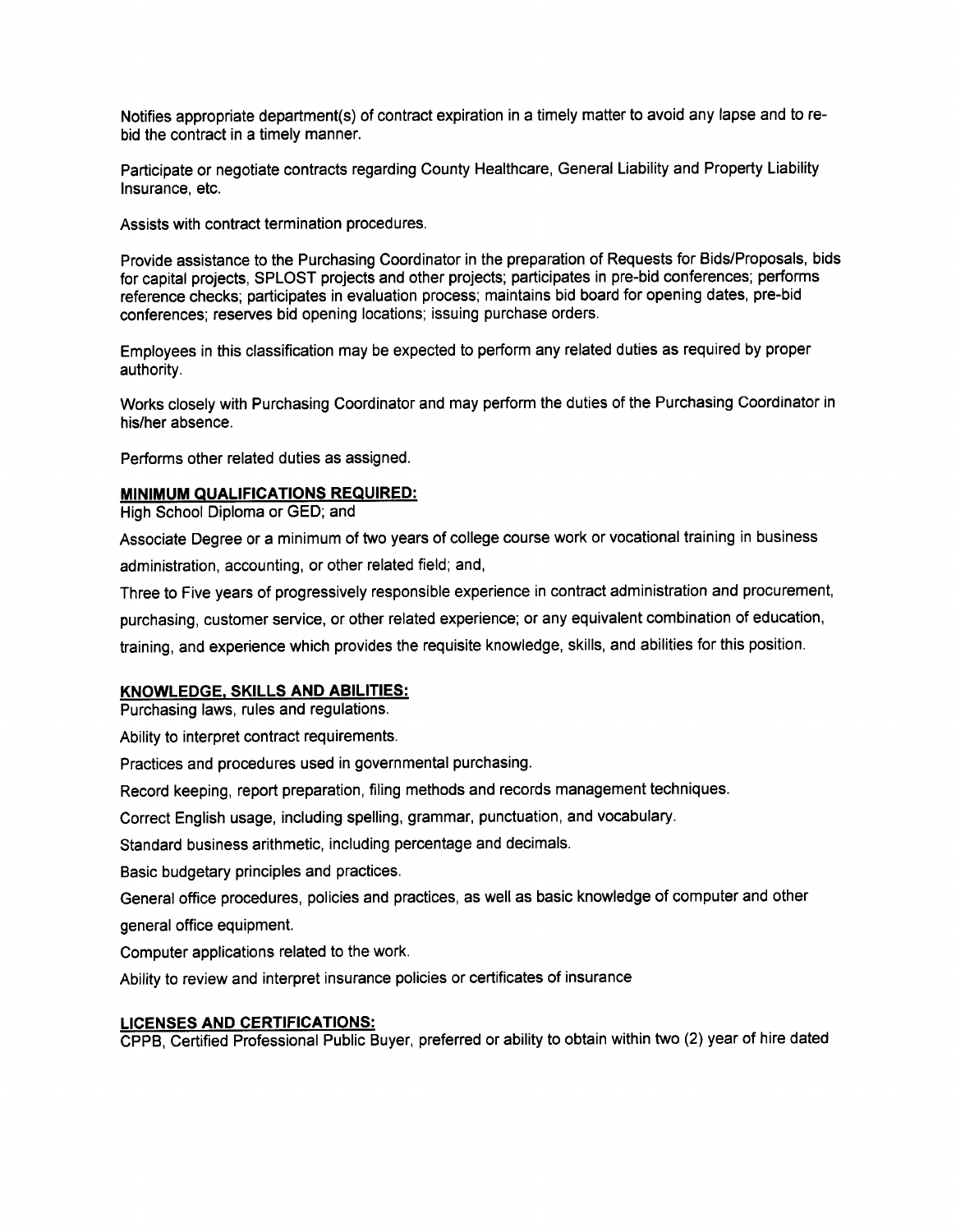Notifies appropriate department(s) of contract expiration in a timely matter to avoid any lapse and to re-bid the contract in a timely manner.

Participate or negotiate contracts regarding County Healthcare, General Liability and Property Liability Insurance, etc.

Assists with contract termination procedures.

Provide assistance to the Purchasing Coordinator in the preparation of Requests for Bids/Proposals, bids for capital projects, SPLOST projects and other projects; participates in pre-bid conferences; performs reference checks; participates in evaluation process; maintains bid board for opening dates, pre-bid conferences; reserves bid opening locations; issuing purchase orders.

Employees in this classification may be expected to perform any related duties as required by proper authority.

Works closely with Purchasing Coordinator and may perform the duties of the Purchasing Coordinator in his/her absence.

Performs other related duties as assigned.

**MINIMUM QUALIFICATIONS REQUIRED:**

High School Diploma or GED; and

Associate Degree or a minimum of two years of college course work or vocational training in business administration, accounting, or other related field; and,

Three to Five years of progressively responsible experience in contract administration and procurement, purchasing, customer service, or other related experience; or any equivalent combination of education, training, and experience which provides the requisite knowledge, skills, and abilities for this position.

**KNOWLEDGE, SKILLS AND ABILITIES:**

Purchasing laws, rules and regulations.

Ability to interpret contract requirements.

Practices and procedures used in governmental purchasing.

Record keeping, report preparation, filing methods and records management techniques.

Correct English usage, including spelling, grammar, punctuation, and vocabulary.

Standard business arithmetic, including percentage and decimals.

Basic budgetary principles and practices.

General office procedures, policies and practices, as well as basic knowledge of computer and other general office equipment.

Computer applications related to the work.

Ability to review and interpret insurance policies or certificates of insurance

**LICENSES AND CERTIFICATIONS:**

CPPB, Certified Professional Public Buyer, preferred or ability to obtain within two (2) year of hire dated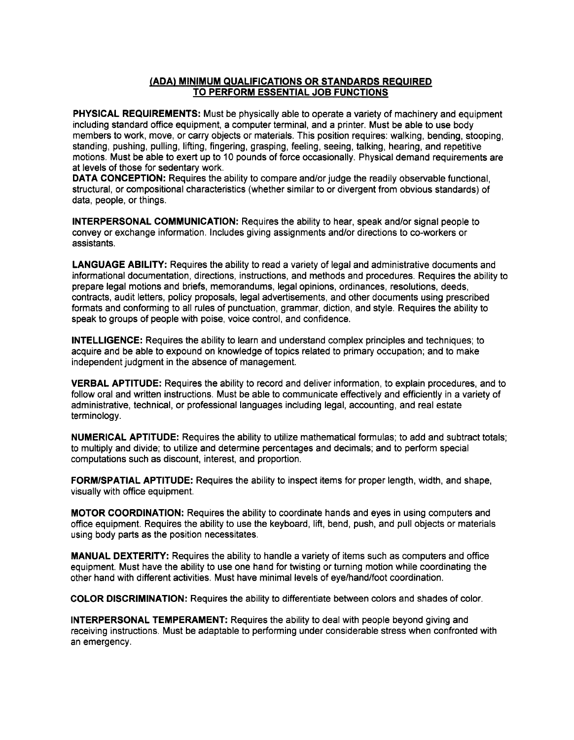## (ADA) MINIMUM QUALIFICATIONS OR STANDARDS REQUIRED TO PERFORM ESSENTIAL JOB FUNCTIONS

**PHYSICAL REQUIREMENTS:** Must be physically able to operate a variety of machinery and equipment including standard office equipment, a computer terminal, and a printer. Must be able to use body members to work, move, or carry objects or materials. This position requires: walking, bending, stooping, standing, pushing, pulling, lifting, fingering, grasping, feeling, seeing, talking, hearing, and repetitive motions. Must be able to exert up to 10 pounds of force occasionally. Physical demand requirements are at levels of those for sedentary work.

**DATA CONCEPTION:** Requires the ability to compare and/or judge the readily observable functional, structural, or compositional characteristics (whether similar to or divergent from obvious standards) of data, people, or things.

**INTERPERSONAL COMMUNICATION:** Requires the ability to hear, speak and/or signal people to convey or exchange information. Includes giving assignments and/or directions to co-workers or assistants.

**LANGUAGE ABILITY:** Requires the ability to read a variety of legal and administrative documents and informational documentation, directions, instructions, and methods and procedures. Requires the ability to prepare legal motions and briefs, memorandums, legal opinions, ordinances, resolutions, deeds, contracts, audit letters, policy proposals, legal advertisements, and other documents using prescribed formats and conforming to all rules of punctuation, grammar, diction, and style. Requires the ability to speak to groups of people with poise, voice control, and confidence.

**INTELLIGENCE:** Requires the ability to learn and understand complex principles and techniques; to acquire and be able to expound on knowledge of topics related to primary occupation; and to make independent judgment in the absence of management.

**VERBAL APTITUDE:** Requires the ability to record and deliver information, to explain procedures, and to follow oral and written instructions. Must be able to communicate effectively and efficiently in a variety of administrative, technical, or professional languages including legal, accounting, and real estate terminology.

**NUMERICAL APTITUDE:** Requires the ability to utilize mathematical formulas; to add and subtract totals; to multiply and divide; to utilize and determine percentages and decimals; and to perform special computations such as discount, interest, and proportion.

**FORM/SPATIAL APTITUDE:** Requires the ability to inspect items for proper length, width, and shape, visually with office equipment.

**MOTOR COORDINATION:** Requires the ability to coordinate hands and eyes in using computers and office equipment. Requires the ability to use the keyboard, lift, bend, push, and pull objects or materials using body parts as the position necessitates.

**MANUAL DEXTERITY:** Requires the ability to handle a variety of items such as computers and office equipment. Must have the ability to use one hand for twisting or turning motion while coordinating the other hand with different activities. Must have minimal levels of eye/hand/foot coordination.

**COLOR DISCRIMINATION:** Requires the ability to differentiate between colors and shades of color.

**INTERPERSONAL TEMPERAMENT:** Requires the ability to deal with people beyond giving and receiving instructions. Must be adaptable to performing under considerable stress when confronted with an emergency.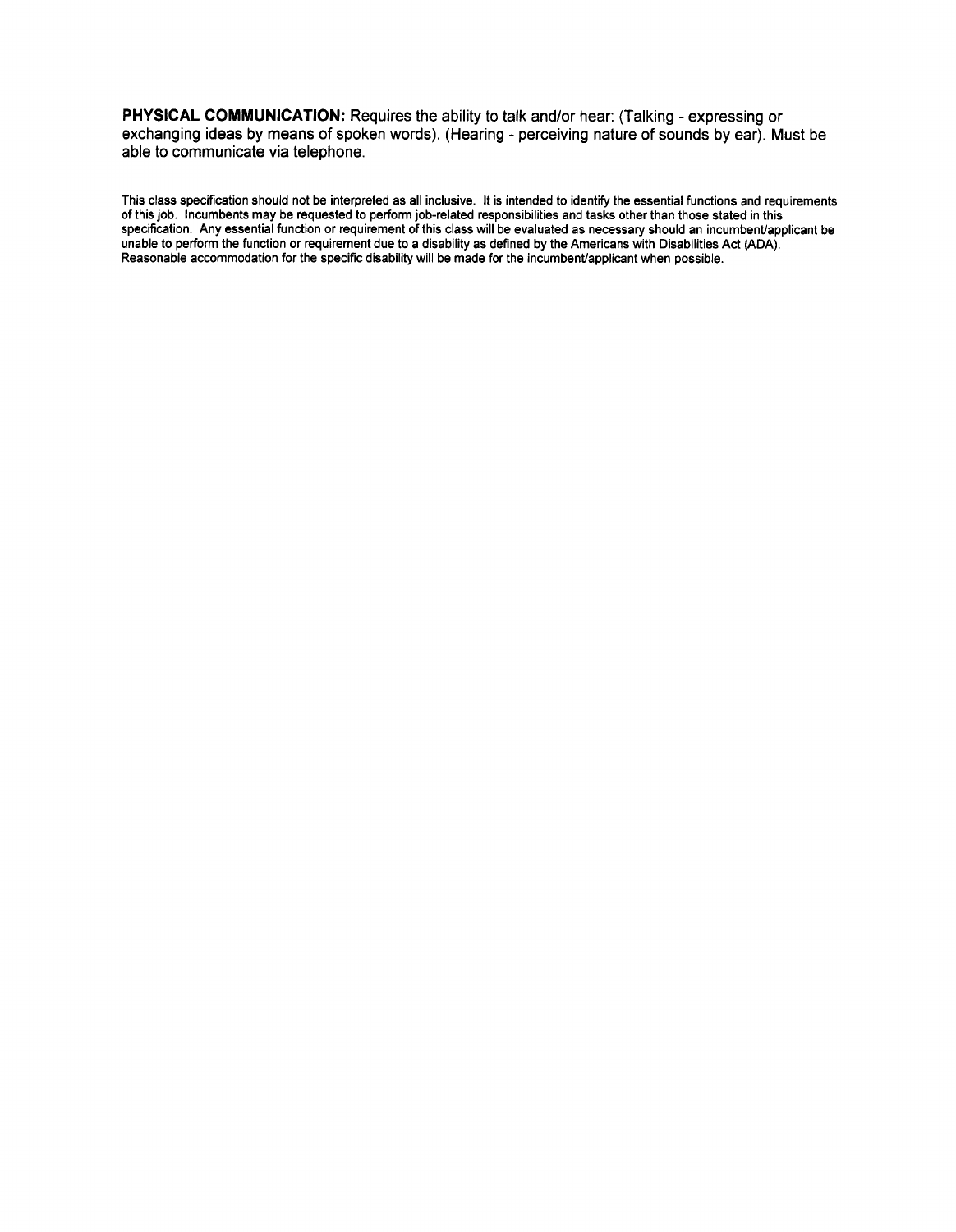**PHYSICAL COMMUNICATION:** Requires the ability to talk and/or hear: (Talking - expressing or exchanging ideas by means of spoken words). (Hearing - perceiving nature of sounds by ear). Must be able to communicate via telephone.

This class specification should not be interpreted as all inclusive. It is intended to identify the essential functions and requirements of this job. Incumbents may be requested to perform job-related responsibilities and tasks other than those stated in this specification. Any essential function or requirement of this class will be evaluated as necessary should an incumbent/applicant be unable to perform the function or requirement due to a disability as defined by the Americans with Disabilities Act (ADA). Reasonable accommodation for the specific disability will be made for the incumbent/applicant when possible.